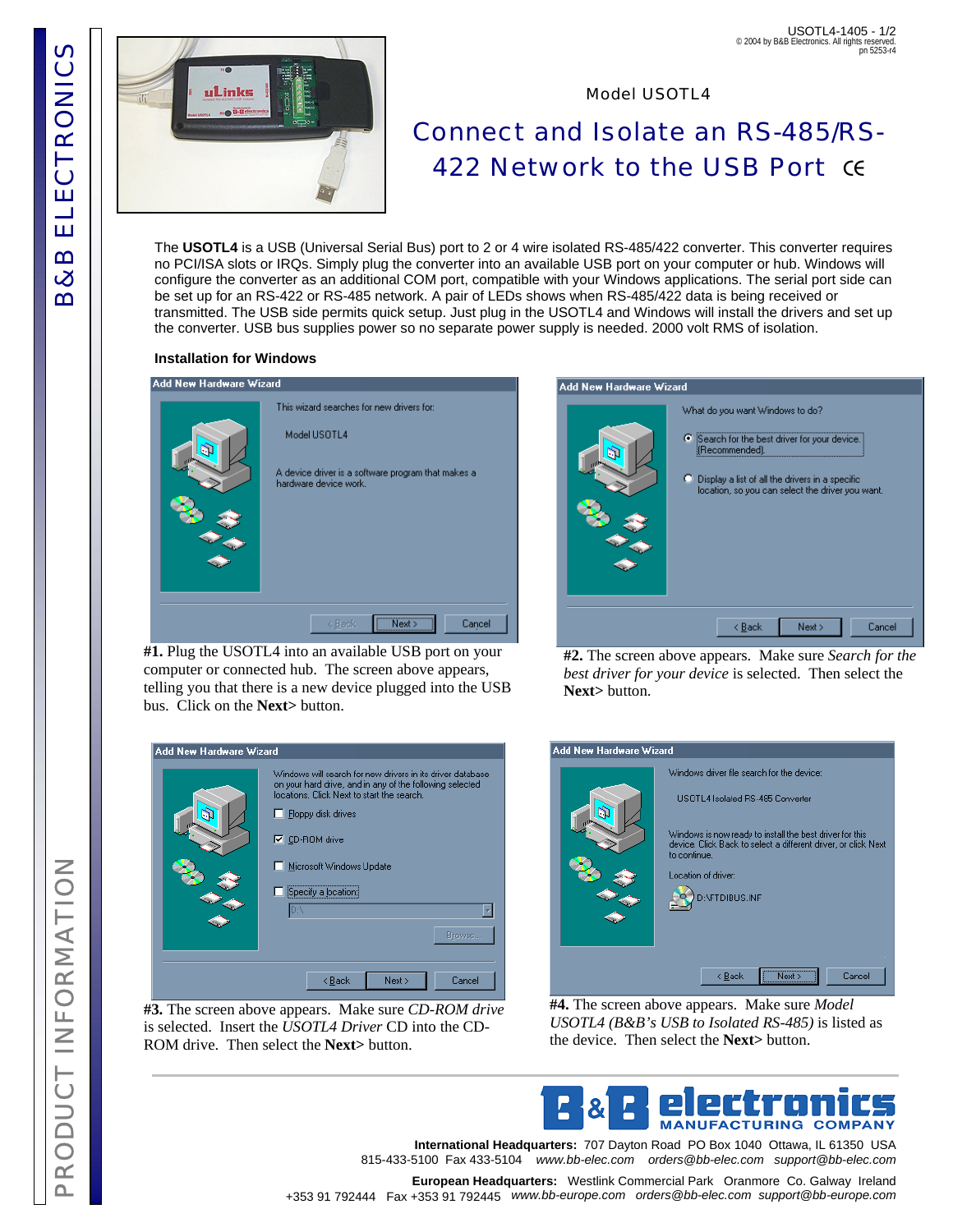Model USOTL4

# Connect and Isolate an RS-485/RS-422 Network to the USB Port CE

The **USOTL4** is a USB (Universal Serial Bus) port to 2 or 4 wire isolated RS-485/422 converter. This converter requires no PCI/ISA slots or IRQs. Simply plug the converter into an available USB port on your computer or hub. Windows will configure the converter as an additional COM port, compatible with your Windows applications. The serial port side can be set up for an RS-422 or RS-485 network. A pair of LEDs shows when RS-485/422 data is being received or transmitted. The USB side permits quick setup. Just plug in the USOTL4 and Windows will install the drivers and set up the converter. USB bus supplies power so no separate power supply is needed. 2000 volt RMS of isolation.

### Installation for Windows

**#1.** Plug the USOTL4 into an available USB port on your computer or connected hub. The screen above appears, telling you that there is a new device plugged into the USB bus. Click on the **Next>** button.

**#2.** The screen above appears. Make sure *Search for the best driver for your device* is selected. Then select the **Next>** button.

**#3.** The screen above appears. Make sure *CD-ROM drive* is selected. Insert the *USOTL4 Driver* CD into the CD-ROM drive. Then select the **Next>** button.

**#4.** The screen above appears. Make sure *Model USOTL4 (B&B's USB to Isolated RS-485)* is listed as the device. Then select the **Next>** button.

B&B electronics MANUFACTURING COMPANY

**International Headquarters:** 707 Dayton Road PO Box 1040 Ottawa, IL 61350 USA
815-433-5100 Fax 433-5104 *www.bb-elec.com orders@bb-elec.com support@bb-elec.com*

**European Headquarters:** Westlink Commercial Park Oranmore Co. Galway Ireland
+353 91 792444 Fax +353 91 792445 *www.bb-europe.com orders@bb-europe.com support@bb-europe.com*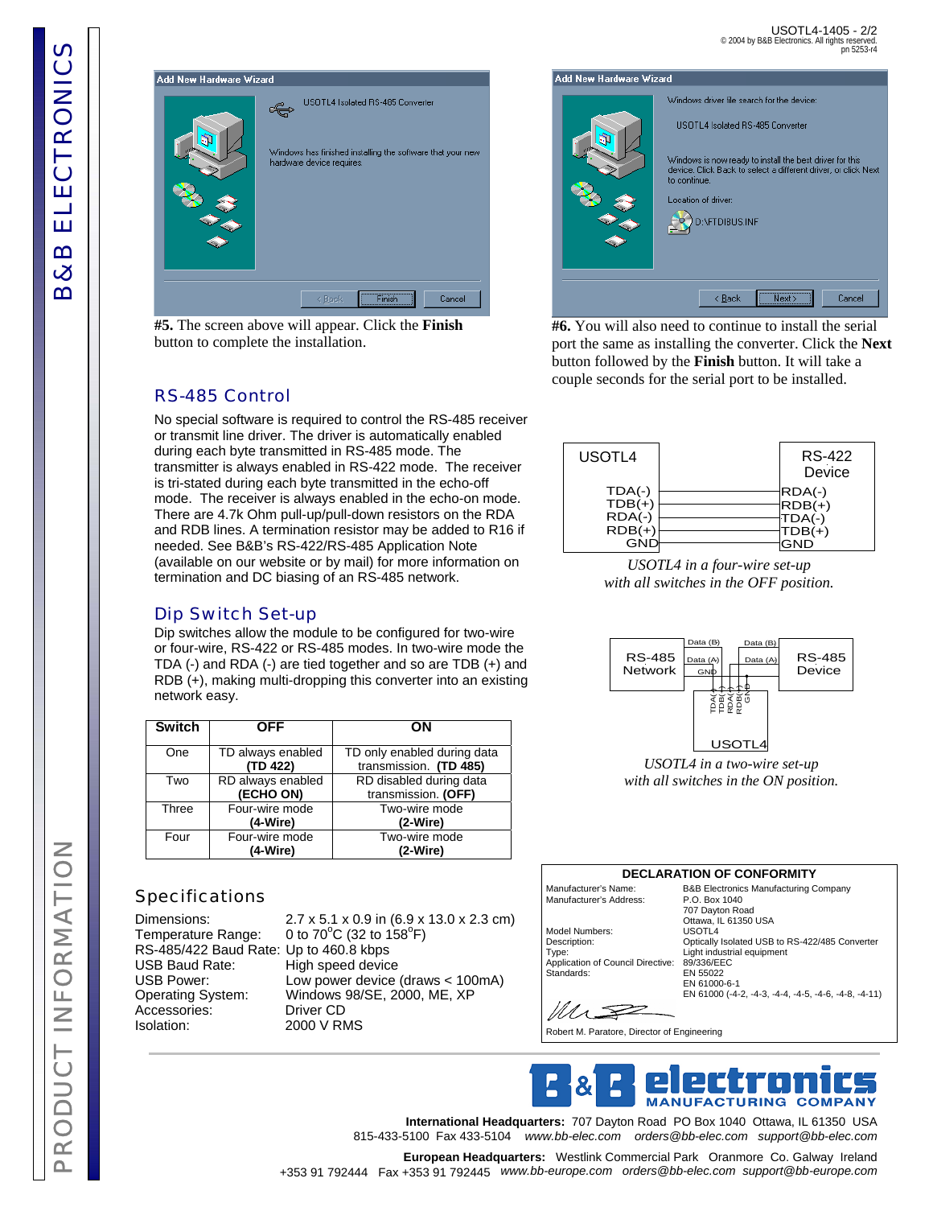#5. The screen above will appear. Click the **Finish** button to complete the installation.

## RS-485 Control

No special software is required to control the RS-485 receiver or transmit line driver. The driver is automatically enabled during each byte transmitted in RS-485 mode. The transmitter is always enabled in RS-422 mode. The receiver is tri-stated during each byte transmitted in the echo-off mode. The receiver is always enabled in the echo-on mode. There are 4.7k Ohm pull-up/pull-down resistors on the RDA and RDB lines. A termination resistor may be added to R16 if needed. See B&B's RS-422/RS-485 Application Note (available on our website or by mail) for more information on termination and DC biasing of an RS-485 network.

## Dip Switch Set-up

Dip switches allow the module to be configured for two-wire or four-wire, RS-422 or RS-485 modes. In two-wire mode the TDA (-) and RDA (-) are tied together and so are TDB (+) and RDB (+), making multi-dropping this converter into an existing network easy.

| Switch | OFF | ON |
|---|---|---|
| One | TD always enabled **(TD 422)** | TD only enabled during data transmission. **(TD 485)** |
| Two | RD always enabled **(ECHO ON)** | RD disabled during data transmission. **(OFF)** |
| Three | Four-wire mode **(4-Wire)** | Two-wire mode **(2-Wire)** |
| Four | Four-wire mode **(4-Wire)** | Two-wire mode **(2-Wire)** |

## Specifications

Dimensions: 2.7 x 5.1 x 0.9 in (6.9 x 13.0 x 2.3 cm)
Temperature Range: 0 to 70°C (32 to 158°F)
RS-485/422 Baud Rate: Up to 460.8 kbps
USB Baud Rate: High speed device
USB Power: Low power device (draws < 100mA)
Operating System: Windows 98/SE, 2000, ME, XP
Accessories: Driver CD
Isolation: 2000 V RMS

#6. You will also need to continue to install the serial port the same as installing the converter. Click the **Next** button followed by the **Finish** button. It will take a couple seconds for the serial port to be installed.

USOTL4
TDA(-)
TDB(+)
RDA(-)
RDB(+)
GND

RS-422 Device
RDA(-)
RDB(+)
TDA(-)
TDB(+)
GND

*USOTL4 in a four-wire set-up with all switches in the OFF position.*

RS-485 Network
Data (B)
Data (A)
GND
Data (B)
Data (A)
RS-485 Device
TDA(-)
TDB(+)
RDA(-)
RDB(+)
GND
USOTL4

*USOTL4 in a two-wire set-up with all switches in the ON position.*

### DECLARATION OF CONFORMITY

| | |
|---|---|
| Manufacturer's Name: | B&B Electronics Manufacturing Company |
| Manufacturer's Address: | P.O. Box 1040, 707 Dayton Road, Ottawa, IL 61350 USA |
| Model Numbers: | USOTL4 |
| Description: | Optically Isolated USB to RS-422/485 Converter |
| Type: | Light industrial equipment |
| Application of Council Directive: | 89/336/EEC |
| Standards: | EN 55022<br>EN 61000-6-1<br>EN 61000 (-4-2, -4-3, -4-4, -4-5, -4-6, -4-8, -4-11) |

Robert M. Paratore, Director of Engineering

B&B electronics MANUFACTURING COMPANY

**International Headquarters:** 707 Dayton Road PO Box 1040 Ottawa, IL 61350 USA
815-433-5100 Fax 433-5104 *www.bb-elec.com orders@bb-elec.com support@bb-elec.com*

**European Headquarters:** Westlink Commercial Park Oranmore Co. Galway Ireland
+353 91 792444 Fax +353 91 792445 *www.bb-europe.com orders@bb-europe.com support@bb-europe.com*